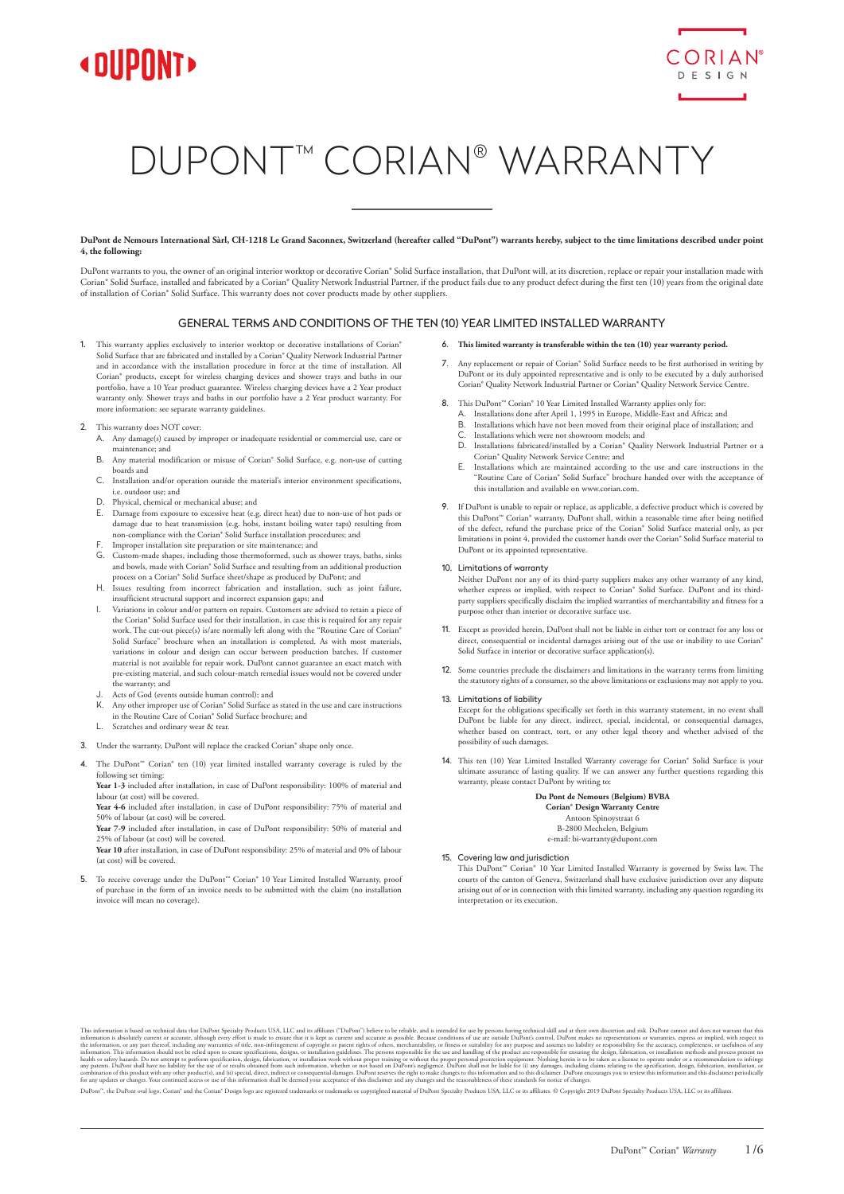# DUPONT™ CORIAN® WARRANTY

**DuPont de Nemours International Sàrl, CH-1218 Le Grand Saconnex, Switzerland (hereafter called "DuPont") warrants hereby, subject to the time limitations described under point 4, the following:**

DuPont warrants to you, the owner of an original interior worktop or decorative Corian® Solid Surface installation, that DuPont will, at its discretion, replace or repair your installation made with Corian® Solid Surface, installed and fabricated by a Corian® Quality Network Industrial Partner, if the product fails due to any product defect during the first ten (10) years from the original date of installation of Corian® Solid Surface. This warranty does not cover products made by other suppliers.

## GENERAL TERMS AND CONDITIONS OF THE TEN (10) YEAR LIMITED INSTALLED WARRANTY

1. This warranty applies exclusively to interior worktop or decorative installations of Corian® Solid Surface that are fabricated and installed by a Corian® Quality Network Industrial Partner and in accordance with the installation procedure in force at the time of installation. All Corian® products, except for wireless charging devices and shower trays and baths in our portfolio, have a 10 Year product guarantee. Wireless charging devices have a 2 Year product warranty only. Shower trays and baths in our portfolio have a 2 Year product warranty. For more information: see separate warranty guidelines.

2. This warranty does NOT cover:
   - A. Any damage(s) caused by improper or inadequate residential or commercial use, care or maintenance; and
   - B. Any material modification or misuse of Corian® Solid Surface, e.g. non-use of cutting boards and
   - C. Installation and/or operation outside the material's interior environment specifications, i.e. outdoor use; and
   - D. Physical, chemical or mechanical abuse; and
   - E. Damage from exposure to excessive heat (e.g. direct heat) due to non-use of hot pads or damage due to heat transmission (e.g. hobs, instant boiling water taps) resulting from non-compliance with the Corian® Solid Surface installation procedures; and
   - F. Improper installation site preparation or site maintenance; and
   - G. Custom-made shapes, including those thermoformed, such as shower trays, baths, sinks and bowls, made with Corian® Solid Surface and resulting from an additional production process on a Corian® Solid Surface sheet/shape as produced by DuPont; and
   - H. Issues resulting from incorrect fabrication and installation, such as joint failure, insufficient structural support and incorrect expansion gaps; and
   - I. Variations in colour and/or pattern on repairs. Customers are advised to retain a piece of the Corian® Solid Surface used for their installation, in case this is required for any repair work. The cut-out piece(s) is/are normally left along with the "Routine Care of Corian® Solid Surface" brochure when an installation is completed. As with most materials, variations in colour and design can occur between production batches. If customer material is not available for repair work, DuPont cannot guarantee an exact match with pre-existing material, and such colour-match remedial issues would not be covered under the warranty; and
   - J. Acts of God (events outside human control); and
   - K. Any other improper use of Corian® Solid Surface as stated in the use and care instructions in the Routine Care of Corian® Solid Surface brochure; and
   - L. Scratches and ordinary wear & tear.

3. Under the warranty, DuPont will replace the cracked Corian® shape only once.

4. The DuPont™ Corian® ten (10) year limited installed warranty coverage is ruled by the following set timing:
   **Year 1-3** included after installation, in case of DuPont responsibility: 100% of material and labour (at cost) will be covered.
   **Year 4-6** included after installation, in case of DuPont responsibility: 75% of material and 50% of labour (at cost) will be covered.
   **Year 7-9** included after installation, in case of DuPont responsibility: 50% of material and 25% of labour (at cost) will be covered.
   **Year 10** after installation, in case of DuPont responsibility: 25% of material and 0% of labour (at cost) will be covered.

5. To receive coverage under the DuPont™ Corian® 10 Year Limited Installed Warranty, proof of purchase in the form of an invoice needs to be submitted with the claim (no installation invoice will mean no coverage).

6. **This limited warranty is transferable within the ten (10) year warranty period.**

7. Any replacement or repair of Corian® Solid Surface needs to be first authorised in writing by DuPont or its duly appointed representative and is only to be executed by a duly authorised Corian® Quality Network Industrial Partner or Corian® Quality Network Service Centre.

8. This DuPont™ Corian® 10 Year Limited Installed Warranty applies only for:
   - A. Installations done after April 1, 1995 in Europe, Middle-East and Africa; and
   - B. Installations which have not been moved from their original place of installation; and
   - C. Installations which were not showroom models; and
   - D. Installations fabricated/installed by a Corian® Quality Network Industrial Partner or a Corian® Quality Network Service Centre; and
   - E. Installations which are maintained according to the use and care instructions in the "Routine Care of Corian® Solid Surface" brochure handed over with the acceptance of this installation and available on www.corian.com.

9. If DuPont is unable to repair or replace, as applicable, a defective product which is covered by this DuPont™ Corian® warranty, DuPont shall, within a reasonable time after being notified of the defect, refund the purchase price of the Corian® Solid Surface material only, as per limitations in point 4, provided the customer hands over the Corian® Solid Surface material to DuPont or its appointed representative.

10. Limitations of warranty
    Neither DuPont nor any of its third-party suppliers makes any other warranty of any kind, whether express or implied, with respect to Corian® Solid Surface. DuPont and its third-party suppliers specifically disclaim the implied warranties of merchantability and fitness for a purpose other than interior or decorative surface use.

11. Except as provided herein, DuPont shall not be liable in either tort or contract for any loss or direct, consequential or incidental damages arising out of the use or inability to use Corian® Solid Surface in interior or decorative surface application(s).

12. Some countries preclude the disclaimers and limitations in the warranty terms from limiting the statutory rights of a consumer, so the above limitations or exclusions may not apply to you.

13. Limitations of liability
    Except for the obligations specifically set forth in this warranty statement, in no event shall DuPont be liable for any direct, indirect, special, incidental, or consequential damages, whether based on contract, tort, or any other legal theory and whether advised of the possibility of such damages.

14. This ten (10) Year Limited Installed Warranty coverage for Corian® Solid Surface is your ultimate assurance of lasting quality. If we can answer any further questions regarding this warranty, please contact DuPont by writing to:

    **Du Pont de Nemours (Belgium) BVBA**
    **Corian® Design Warranty Centre**
    Antoon Spinoystraat 6
    B-2800 Mechelen, Belgium
    e-mail: bi-warranty@dupont.com

15. Covering law and jurisdiction
    This DuPont™ Corian® 10 Year Limited Installed Warranty is governed by Swiss law. The courts of the canton of Geneva, Switzerland shall have exclusive jurisdiction over any dispute arising out of or in connection with this limited warranty, including any question regarding its interpretation or its execution.

This information is based on technical data that DuPont Specialty Products USA, LLC and its affiliates ("DuPont") believe to be reliable, and is intended for use by persons having technical skill and at their own discretion and risk. DuPont cannot and does not warrant that this information is absolutely current or accurate, although every effort is made to ensure that it is kept as current and accurate as possible. Because conditions of use are outside DuPont's control, DuPont makes no representations or warranties, express or implied, with respect to the information, or any part thereof, including any warranties of title, non-infringement of copyright or patent rights of others, merchantability, or fitness or suitability for any purpose and assumes no liability or responsibility for the accuracy, completeness, or usefulness of any information. This information should not be relied upon to create specifications, designs, or installation guidelines. The persons responsible for the use and handling of the product are responsible for ensuring the design, fabrication, or installation methods and process present no health or safety hazards. Do not attempt to perform specification, design, fabrication, or installation work without proper training or without the proper personal protection equipment. Nothing herein is to be taken as a license to operate under or a recommendation to infringe any patents. DuPont shall have no liability for the use of or results obtained from such information, whether or not based on DuPont's negligence. DuPont shall not be liable for (i) any damages, including claims relating to the specification, design, fabrication, installation, or combination of this product with any other product(s), and (ii) special, direct, indirect or consequential damages. DuPont reserves the right to make changes to this information and to this disclaimer. DuPont encourages you to review this information and this disclaimer periodically for any updates or changes. Your continued access or use of this information shall be deemed your acceptance of this disclaimer and any changes and the reasonableness of these standards for notice of changes.

DuPont™, the DuPont oval logo, Corian® and the Corian® Design logo are registered trademarks or trademarks or copyrighted material of DuPont Specialty Products USA, LLC or its affiliates. © Copyright 2019 DuPont Specialty Products USA, LLC or its affiliates.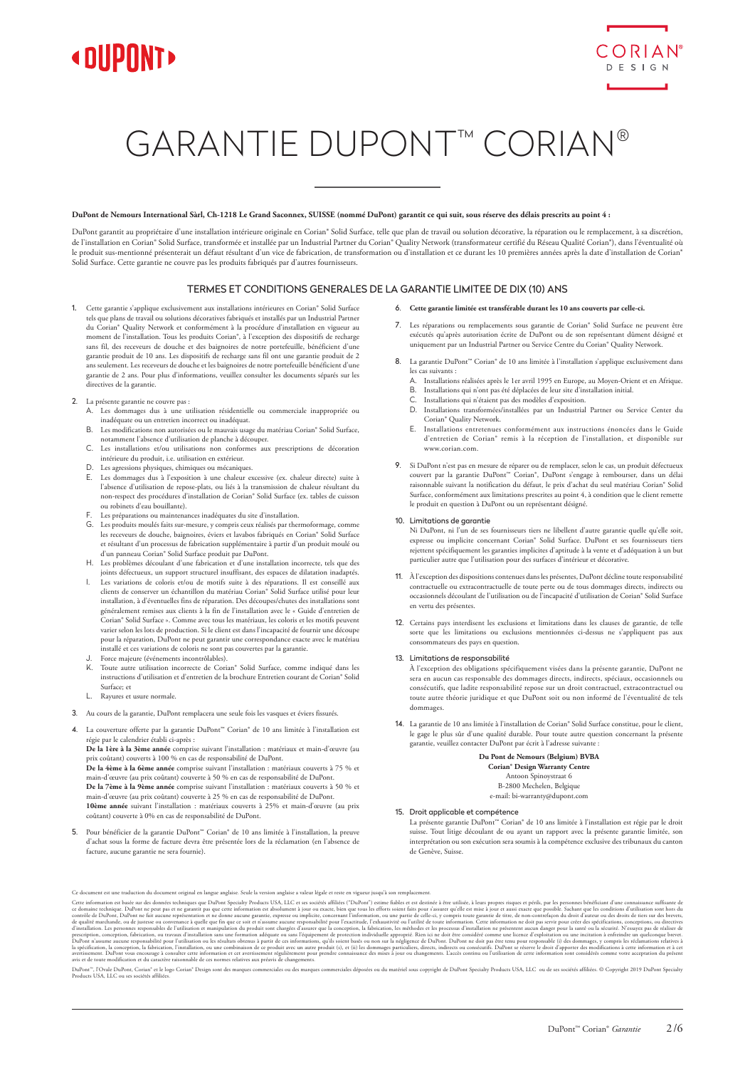# GARANTIE DUPONT™ CORIAN®

**DuPont de Nemours International Sàrl, Ch-1218 Le Grand Saconnex, SUISSE (nommé DuPont) garantit ce qui suit, sous réserve des délais prescrits au point 4 :**

DuPont garantit au propriétaire d'une installation intérieure originale en Corian® Solid Surface, telle que plan de travail ou solution décorative, la réparation ou le remplacement, à sa discrétion, de l'installation en Corian® Solid Surface, transformée et installée par un Industrial Partner du Corian® Quality Network (transformateur certifié du Réseau Qualité Corian®), dans l'éventualité où le produit sus-mentionné présenterait un défaut résultant d'un vice de fabrication, de transformation ou d'installation et ce durant les 10 premières années après la date d'installation de Corian® Solid Surface. Cette garantie ne couvre pas les produits fabriqués par d'autres fournisseurs.

## TERMES ET CONDITIONS GENERALES DE LA GARANTIE LIMITEE DE DIX (10) ANS

1. Cette garantie s'applique exclusivement aux installations intérieures en Corian® Solid Surface tels que plans de travail ou solutions décoratives fabriqués et installés par un Industrial Partner du Corian® Quality Network et conformément à la procédure d'installation en vigueur au moment de l'installation. Tous les produits Corian®, à l'exception des dispositifs de recharge sans fil, des receveurs de douche et des baignoires de notre portefeuille, bénéficient d'une garantie produit de 10 ans. Les dispositifs de recharge sans fil ont une garantie produit de 2 ans seulement. Les receveurs de douche et les baignoires de notre portefeuille bénéficient d'une garantie de 2 ans. Pour plus d'informations, veuillez consulter les documents séparés sur les directives de la garantie.

2. La présente garantie ne couvre pas :
   - A. Les dommages dus à une utilisation résidentielle ou commerciale inappropriée ou inadéquate ou un entretien incorrect ou inadéquat.
   - B. Les modifications non autorisées ou le mauvais usage du matériau Corian® Solid Surface, notamment l'absence d'utilisation de planche à découper.
   - C. Les installations et/ou utilisations non conformes aux prescriptions de décoration intérieure du produit, i.e. utilisation en extérieur.
   - D. Les agressions physiques, chimiques ou mécaniques.
   - E. Les dommages dus à l'exposition à une chaleur excessive (ex. chaleur directe) suite à l'absence d'utilisation de repose-plats, ou liés à la transmission de chaleur résultant du non-respect des procédures d'installation de Corian® Solid Surface (ex. tables de cuisson ou robinets d'eau bouillante).
   - F. Les préparations ou maintenances inadéquates du site d'installation.
   - G. Les produits moulés faits sur-mesure, y compris ceux réalisés par thermoformage, comme les receveurs de douche, baignoires, éviers et lavabos fabriqués en Corian® Solid Surface et résultant d'un processus de fabrication supplémentaire à partir d'un produit moulé ou d'un panneau Corian® Solid Surface produit par DuPont.
   - H. Les problèmes découlant d'une fabrication et d'une installation incorrecte, tels que des joints défectueux, un support structurel insuffisant, des espaces de dilatation inadaptés.
   - I. Les variations de coloris et/ou de motifs suite à des réparations. Il est conseillé aux clients de conserver un échantillon du matériau Corian® Solid Surface utilisé pour leur installation, à d'éventuelles fins de réparation. Des découpes/chutes des installations sont généralement remises aux clients à la fin de l'installation avec le « Guide d'entretien de Corian® Solid Surface ». Comme avec tous les matériaux, les coloris et les motifs peuvent varier selon les lots de production. Si le client est dans l'incapacité de fournir une découpe pour la réparation, DuPont ne peut garantir une correspondance exacte avec le matériau installé et ces variations de coloris ne sont pas couvertes par la garantie.
   - J. Force majeure (événements incontrôlables).
   - K. Toute autre utilisation incorrecte de Corian® Solid Surface, comme indiqué dans les instructions d'utilisation et d'entretien de la brochure Entretien courant de Corian® Solid Surface; et
   - L. Rayures et usure normale.

3. Au cours de la garantie, DuPont remplacera une seule fois les vasques et éviers fissurés.

4. La couverture offerte par la garantie DuPont™ Corian® de 10 ans limitée à l'installation est régie par le calendrier établi ci-après :
   **De la 1ère à la 3ème année** comprise suivant l'installation : matériaux et main-d'œuvre (au prix coûtant) couverts à 100 % en cas de responsabilité de DuPont.
   **De la 4ème à la 6ème année** comprise suivant l'installation : matériaux couverts à 75 % et main-d'œuvre (au prix coûtant) couverte à 50 % en cas de responsabilité de DuPont.
   **De la 7ème à la 9ème année** comprise suivant l'installation : matériaux couverts à 50 % et main-d'œuvre (au prix coûtant) couverte à 25 % en cas de responsabilité de DuPont.
   **10ème année** suivant l'installation : matériaux couverts à 25% et main-d'œuvre (au prix coûtant) couverte à 0% en cas de responsabilité de DuPont.

5. Pour bénéficier de la garantie DuPont™ Corian® de 10 ans limitée à l'installation, la preuve d'achat sous la forme de facture devra être présentée lors de la réclamation (en l'absence de facture, aucune garantie ne sera fournie).

6. **Cette garantie limitée est transférable durant les 10 ans couverts par celle-ci.**

7. Les réparations ou remplacements sous garantie de Corian® Solid Surface ne peuvent être exécutés qu'après autorisation écrite de DuPont ou de son représentant dûment désigné et uniquement par un Industrial Partner ou Service Centre du Corian® Quality Network.

8. La garantie DuPont™ Corian® de 10 ans limitée à l'installation s'applique exclusivement dans les cas suivants :
   - A. Installations réalisées après le 1er avril 1995 en Europe, au Moyen-Orient et en Afrique.
   - B. Installations qui n'ont pas été déplacées de leur site d'installation initial.
   - C. Installations qui n'étaient pas des modèles d'exposition.
   - D. Installations transformées/installées par un Industrial Partner ou Service Center du Corian® Quality Network.
   - E. Installations entretenues conformément aux instructions énoncées dans le Guide d'entretien de Corian® remis à la réception de l'installation, et disponible sur www.corian.com.

9. Si DuPont n'est pas en mesure de réparer ou de remplacer, selon le cas, un produit défectueux couvert par la garantie DuPont™ Corian®, DuPont s'engage à rembourser, dans un délai raisonnable suivant la notification du défaut, le prix d'achat du seul matériau Corian® Solid Surface, conformément aux limitations prescrites au point 4, à condition que le client remette le produit en question à DuPont ou un représentant désigné.

10. Limitations de garantie
    Ni DuPont, ni l'un de ses fournisseurs tiers ne libellent d'autre garantie quelle qu'elle soit, expresse ou implicite concernant Corian® Solid Surface. DuPont et ses fournisseurs tiers rejettent spécifiquement les garanties implicites d'aptitude à la vente et d'adéquation à un but particulier autre que l'utilisation pour des surfaces d'intérieur et décorative.

11. À l'exception des dispositions contenues dans les présentes, DuPont décline toute responsabilité contractuelle ou extracontractuelle de toute perte ou de tous dommages directs, indirects ou occasionnels découlant de l'utilisation ou de l'incapacité d'utilisation de Corian® Solid Surface en vertu des présentes.

12. Certains pays interdisent les exclusions et limitations dans les clauses de garantie, de telle sorte que les limitations ou exclusions mentionnées ci-dessus ne s'appliquent pas aux consommateurs des pays en question.

13. Limitations de responsabilité
    À l'exception des obligations spécifiquement visées dans la présente garantie, DuPont ne sera en aucun cas responsable des dommages directs, indirects, spéciaux, occasionnels ou consécutifs, que ladite responsabilité repose sur un droit contractuel, extracontractuel ou toute autre théorie juridique et que DuPont soit ou non informé de l'éventualité de tels dommages.

14. La garantie de 10 ans limitée à l'installation de Corian® Solid Surface constitue, pour le client, le gage le plus sûr d'une qualité durable. Pour toute autre question concernant la présente garantie, veuillez contacter DuPont par écrit à l'adresse suivante :

    **Du Pont de Nemours (Belgium) BVBA**
    **Corian® Design Warranty Centre**
    Antoon Spinoystraat 6
    B-2800 Mechelen, Belgique
    e-mail: bi-warranty@dupont.com

15. Droit applicable et compétence
    La présente garantie DuPont™ Corian® de 10 ans limitée à l'installation est régie par le droit suisse. Tout litige découlant de ou ayant un rapport avec la présente garantie limitée, son interprétation ou son exécution sera soumis à la compétence exclusive des tribunaux du canton de Genève, Suisse.

Ce document est une traduction du document original en langue anglaise. Seule la version anglaise a valeur légale et reste en vigueur jusqu'à son remplacement.

Cette information est basée sur des données techniques que DuPont Specialty Products USA, LLC et ses sociétés affiliées ("DuPont") estime fiables et est destinée à être utilisée, à leurs propres risques et périls, par les personnes bénéficiant d'une connaissance suffisante de ce domaine technique. DuPont ne peut pas et ne garantit pas que cette information est absolument à jour ou exacte, bien que tous les efforts soient faits pour s'assurer qu'elle est mise à jour et aussi exacte que possible. Sachant que les conditions d'utilisation sont hors du contrôle de DuPont, DuPont ne fait aucune représentation et ne donne aucune garantie, expresse ou implicite, concernant l'information, ou une partie de celle-ci, y compris toute garantie de titre, de non-contrefaçon du droit d'auteur ou des droits de tiers sur des brevets, de qualité marchande, ou de justesse ou convenance à quelle que fin que ce soit et n'assume aucune responsabilité pour l'exactitude, l'exhaustivité ou l'utilité de toute information. Cette information ne doit pas servir pour créer des spécifications, conceptions, ou directives d'installation. Les personnes responsables de l'utilisation et manipulation du produit sont chargées d'assurer que la conception, la fabrication, les méthodes et les processus d'installation ne présentent aucun danger pour la santé ou la sécurité. N'essayez pas de réaliser de prescription, conception, fabrication, ou travaux d'installation sans une formation adéquate ou sans l'équipement de protection individuelle approprié. Rien ici ne doit être considéré comme une licence d'exploitation ou une incitation à enfreindre un quelconque brevet. DuPont n'assume aucune responsabilité pour l'utilisation ou les résultats obtenus à partir de ces informations, qu'ils soient basés ou non sur la négligence de DuPont. DuPont ne doit pas être tenu pour responsable (i) des dommages, y compris les réclamations relatives à la spécification, la conception, la fabrication, l'installation, ou une combinaison de ce produit avec un autre produit (s), et (ii) les dommages particuliers, directs, indirects ou consécutifs. DuPont se réserve le droit d'apporter des modifications à cette information et à cet avertissement. DuPont vous encourage à consulter cette information et cet avertissement régulièrement pour prendre connaissance des mises à jour ou changements. L'accès continu ou l'utilisation de cette information sont considérés comme votre acceptation du présent avis et de toute modification et du caractère raisonnable de ces normes relatives aux préavis de changements.

DuPont™, l'Ovale DuPont, Corian® et le logo Corian® Design sont des marques commerciales ou des marques commerciales déposées ou du matériel sous copyright de DuPont Specialty Products USA, LLC ou de ses sociétés affiliées. © Copyright 2019 DuPont Specialty Products USA, LLC ou ses sociétés affiliées.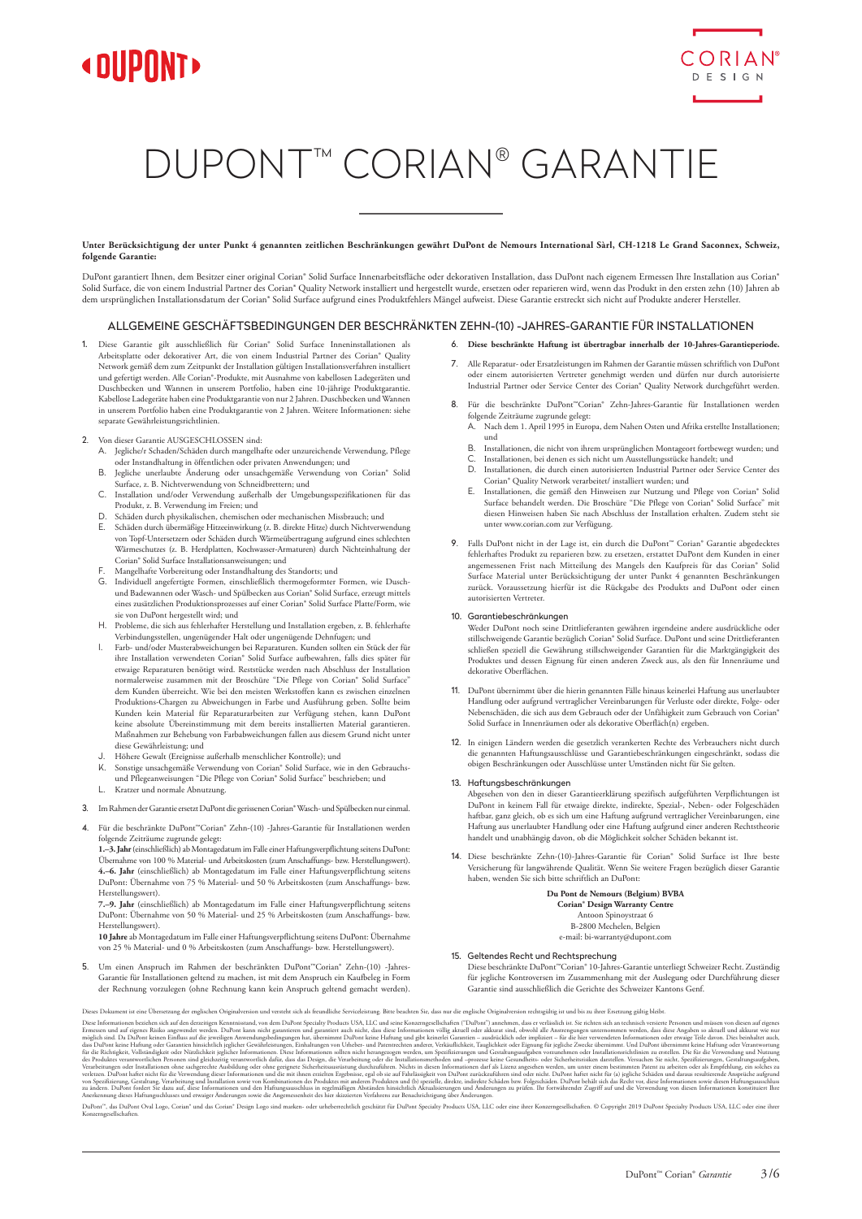# DUPONT™ CORIAN® GARANTIE

**Unter Berücksichtigung der unter Punkt 4 genannten zeitlichen Beschränkungen gewährt DuPont de Nemours International Sàrl, CH-1218 Le Grand Saconnex, Schweiz, folgende Garantie:**

DuPont garantiert Ihnen, dem Besitzer einer original Corian® Solid Surface Innenarbeitsfläche oder dekorativen Installation, dass DuPont nach eigenem Ermessen Ihre Installation aus Corian® Solid Surface, die von einem Industrial Partner des Corian® Quality Network installiert und hergestellt wurde, ersetzen oder reparieren wird, wenn das Produkt in den ersten zehn (10) Jahren ab dem ursprünglichen Installationsdatum der Corian® Solid Surface aufgrund eines Produktfehlers Mängel aufweist. Diese Garantie erstreckt sich nicht auf Produkte anderer Hersteller.

## ALLGEMEINE GESCHÄFTSBEDINGUNGEN DER BESCHRÄNKTEN ZEHN-(10) -JAHRES-GARANTIE FÜR INSTALLATIONEN

1. Diese Garantie gilt ausschließlich für Corian® Solid Surface Inneninstallationen als Arbeitsplatte oder dekorativer Art, die von einem Industrial Partner des Corian® Quality Network gemäß dem zum Zeitpunkt der Installation gültigen Installationsverfahren installiert und gefertigt werden. Alle Corian®-Produkte, mit Ausnahme von kabellosen Ladegeräten und Duschbecken und Wannen in unserem Portfolio, haben eine 10-jährige Produktgarantie. Kabellose Ladegeräte haben eine Produktgarantie von nur 2 Jahren. Duschbecken und Wannen in unserem Portfolio haben eine Produktgarantie von 2 Jahren. Weitere Informationen: siehe separate Gewährleistungsrichtlinien.

2. Von dieser Garantie AUSGESCHLOSSEN sind:
   A. Jegliche/r Schaden/Schäden durch mangelhafte oder unzureichende Verwendung, Pflege oder Instandhaltung in öffentlichen oder privaten Anwendungen; und
   B. Jegliche unerlaubte Änderung oder unsachgemäße Verwendung von Corian® Solid Surface, z. B. Nichtverwendung von Schneidbrettern; und
   C. Installation und/oder Verwendung außerhalb der Umgebungsspezifikationen für das Produkt, z. B. Verwendung im Freien; und
   D. Schäden durch physikalischen, chemischen oder mechanischen Missbrauch; und
   E. Schäden durch übermäßige Hitzeeinwirkung (z. B. direkte Hitze) durch Nichtverwendung von Topf-Untersetzern oder Schäden durch Wärmeübertragung aufgrund eines schlechten Wärmeschutzes (z. B. Herdplatten, Kochwasser-Armaturen) durch Nichteinhaltung der Corian® Solid Surface Installationsanweisungen; und
   F. Mangelhafte Vorbereitung oder Instandhaltung des Standorts; und
   G. Individuell angefertigte Formen, einschließlich thermogeformter Formen, wie Dusch- und Badewannen oder Wasch- und Spülbecken aus Corian® Solid Surface, erzeugt mittels eines zusätzlichen Produktionsprozesses auf einer Corian® Solid Surface Platte/Form, wie sie von DuPont hergestellt wird; und
   H. Probleme, die sich aus fehlerhafter Herstellung und Installation ergeben, z. B. fehlerhafte Verbindungsstellen, ungenügender Halt oder ungenügende Dehnfugen; und
   I. Farb- und/oder Musterabweichungen bei Reparaturen. Kunden sollten ein Stück der für ihre Installation verwendeten Corian® Solid Surface aufbewahren, falls dies später für etwaige Reparaturen benötigt wird. Reststücke werden nach Abschluss der Installation normalerweise zusammen mit der Broschüre "Die Pflege von Corian® Solid Surface" dem Kunden überreicht. Wie bei den meisten Werkstoffen kann es zwischen einzelnen Produktions-Chargen zu Abweichungen in Farbe und Ausführung geben. Sollte beim Kunden kein Material für Reparaturarbeiten zur Verfügung stehen, kann DuPont keine absolute Übereinstimmung mit dem bereits installierten Material garantieren. Maßnahmen zur Behebung von Farbabweichungen fallen aus diesem Grund nicht unter diese Gewährleistung; und
   J. Höhere Gewalt (Ereignisse außerhalb menschlicher Kontrolle); und
   K. Sonstige unsachgemäße Verwendung von Corian® Solid Surface, wie in den Gebrauchs- und Pflegeanweisungen "Die Pflege von Corian® Solid Surface" beschrieben; und
   L. Kratzer und normale Abnutzung.

3. Im Rahmen der Garantie ersetzt DuPont die gerissenen Corian® Wasch- und Spülbecken nur einmal.

4. Für die beschränkte DuPont™Corian® Zehn-(10) -Jahres-Garantie für Installationen werden folgende Zeiträume zugrunde gelegt:
   **1.–3. Jahr** (einschließlich) ab Montagedatum im Falle einer Haftungsverpflichtung seitens DuPont: Übernahme von 100 % Material- und Arbeitskosten (zum Anschaffungs- bzw. Herstellungswert).
   **4.–6. Jahr** (einschließlich) ab Montagedatum im Falle einer Haftungsverpflichtung seitens DuPont: Übernahme von 75 % Material- und 50 % Arbeitskosten (zum Anschaffungs- bzw. Herstellungswert).
   **7.–9. Jahr** (einschließlich) ab Montagedatum im Falle einer Haftungsverpflichtung seitens DuPont: Übernahme von 50 % Material- und 25 % Arbeitskosten (zum Anschaffungs- bzw. Herstellungswert).
   **10 Jahre** ab Montagedatum im Falle einer Haftungsverpflichtung seitens DuPont: Übernahme von 25 % Material- und 0 % Arbeitskosten (zum Anschaffungs- bzw. Herstellungswert).

5. Um einen Anspruch im Rahmen der beschränkten DuPont™Corian® Zehn-(10) -Jahres-Garantie für Installationen geltend zu machen, ist mit dem Anspruch ein Kaufbeleg in Form der Rechnung vorzulegen (ohne Rechnung kann kein Anspruch geltend gemacht werden).

6. **Diese beschränkte Haftung ist übertragbar innerhalb der 10-Jahres-Garantieperiode.**

7. Alle Reparatur- oder Ersatzleistungen im Rahmen der Garantie müssen schriftlich von DuPont oder einem autorisierten Vertreter genehmigt werden und dürfen nur durch autorisierte Industrial Partner oder Service Center des Corian® Quality Network durchgeführt werden.

8. Für die beschränkte DuPont™Corian® Zehn-Jahres-Garantie für Installationen werden folgende Zeiträume zugrunde gelegt:
   A. Nach dem 1. April 1995 in Europa, dem Nahen Osten und Afrika erstellte Installationen; und
   B. Installationen, die nicht von ihrem ursprünglichen Montageort fortbewegt wurden; und
   C. Installationen, bei denen es sich nicht um Ausstellungsstücke handelt; und
   D. Installationen, die durch einen autorisierten Industrial Partner oder Service Center des Corian® Quality Network verarbeitet/ installiert wurden; und
   E. Installationen, die gemäß den Hinweisen zur Nutzung und Pflege von Corian® Solid Surface behandelt werden. Die Broschüre "Die Pflege von Corian® Solid Surface" mit diesen Hinweisen haben Sie nach Abschluss der Installation erhalten. Zudem steht sie unter www.corian.com zur Verfügung.

9. Falls DuPont nicht in der Lage ist, ein durch die DuPont™ Corian® Garantie abgedecktes fehlerhaftes Produkt zu reparieren bzw. zu ersetzen, erstattet DuPont dem Kunden in einer angemessenen Frist nach Mitteilung des Mangels den Kaufpreis für das Corian® Solid Surface Material unter Berücksichtigung der unter Punkt 4 genannten Beschränkungen zurück. Voraussetzung hierfür ist die Rückgabe des Produkts und DuPont oder einen autorisierten Vertreter.

10. Garantiebeschränkungen
    Weder DuPont noch seine Drittlieferanten gewähren irgendeine andere ausdrückliche oder stillschweigende Garantie bezüglich Corian® Solid Surface. DuPont und seine Drittlieferanten schließen speziell die Gewährung stillschweigender Garantien für die Marktgängigkeit des Produktes und dessen Eignung für einen anderen Zweck aus, als den für Innenräume und dekorative Oberflächen.

11. DuPont übernimmt über die hierin genannten Fälle hinaus keinerlei Haftung aus unerlaubter Handlung oder aufgrund vertraglicher Vereinbarungen für Verluste oder direkte, Folge- oder Nebenschäden, die sich aus dem Gebrauch oder der Unfähigkeit zum Gebrauch von Corian® Solid Surface in Innenräumen oder als dekorative Oberfläch(n) ergeben.

12. In einigen Ländern werden die gesetzlich verankerten Rechte des Verbrauchers nicht durch die genannten Haftungsausschlüsse und Garantiebeschränkungen eingeschränkt, sodass die obigen Beschränkungen oder Ausschlüsse unter Umständen nicht für Sie gelten.

13. Haftungsbeschränkungen
    Abgesehen von den in dieser Garantieerklärung spezifisch aufgeführten Verpflichtungen ist DuPont in keinem Fall für etwaige direkte, indirekte, Spezial-, Neben- oder Folgeschäden haftbar, ganz gleich, ob es sich um eine Haftung aufgrund vertraglicher Vereinbarungen, eine Haftung aus unerlaubter Handlung oder eine Haftung aufgrund einer anderen Rechtstheorie handelt und unabhängig davon, ob die Möglichkeit solcher Schäden bekannt ist.

14. Diese beschränkte Zehn-(10)-Jahres-Garantie für Corian® Solid Surface ist Ihre beste Versicherung für langwährende Qualität. Wenn Sie weitere Fragen bezüglich dieser Garantie haben, wenden Sie sich bitte schriftlich an DuPont:

    **Du Pont de Nemours (Belgium) BVBA**
    **Corian® Design Warranty Centre**
    Antoon Spinoystraat 6
    B-2800 Mechelen, Belgien
    e-mail: bi-warranty@dupont.com

15. Geltendes Recht und Rechtsprechung
    Diese beschränkte DuPont™Corian® 10-Jahres-Garantie unterliegt Schweizer Recht. Zuständig für jegliche Kontroversen im Zusammenhang mit der Auslegung oder Durchführung dieser Garantie sind ausschließlich die Gerichte des Schweizer Kantons Genf.

Dieses Dokument ist eine Übersetzung der englischen Originalversion und versteht sich als freundliche Serviceleistung. Bitte beachten Sie, dass nur die englische Originalversion rechtsgültig ist und bis zu ihrer Ersetzung gültig bleibt.

Diese Informationen beziehen sich auf den derzeitigen Kenntnisstand, von dem DuPont Specialty Products USA, LLC und seine Konzerngesellschaften ("DuPont") annehmen, dass er verlässlich ist. Sie richten sich an technisch versierte Personen und müssen von diesen auf eigenes Ermessen und auf eigenes Risiko angewendet werden. DuPont kann nicht garantieren und garantiert auch nicht, dass diese Informationen völlig aktuell oder akkurat sind, obwohl alle Anstrengungen unternommen werden, diese Angaben so aktuell und akkurat wie nur möglich sind. Da DuPont keinen Einfluss auf die jeweiligen Anwendungsbedingungen hat, übernimmt DuPont keine Haftung und gibt keinerlei Garantien – ausdrücklich oder impliziert – für die hier verwendeten Informationen oder etwaige Teile davon. Dies beinhaltet auch, dass DuPont keine Haftung oder Garantien hinsichtlich jeglicher Gewährleistungen, Einhaltungen von Urheber- und Patentrechten anderer, Verkäuflichkeit, Tauglichkeit oder Eignung für jegliche Zwecke übernimmt. Und DuPont übernimmt keine Haftung oder Verantwortung für die Richtigkeit, Vollständigkeit oder Nützlichkeit jeglicher Informationen. Diese Informationen sollten nicht herangezogen werden, um Spezifizierungen und Gestaltungsaufgaben vorzunehmen oder Installationsrichtlinien zu erstellen. Die für die Verwendung und Nutzung des Produktes verantwortlichen Personen sind gleichzeitig verantwortlich dafür, dass das Design, die Verarbeitung oder die Installationsmethoden und –prozesse keine Gesundheits- oder Sicherheitsrisiken darstellen. Versuchen Sie nicht, Spezifizierungen, Gestaltungsaufgaben, Verarbeitungen oder Installationen ohne sachgerechte Ausbildung oder ohne geeignete Sicherheitsausrüstung durchzuführen. Nichts in diesen Informationen darf als Lizenz angesehen werden, um unter einem bestimmten Patent zu arbeiten oder als Empfehlung, ein solches zu verletzen. DuPont haftet nicht für die Verwendung dieser Informationen und die mit ihnen erzielten Ergebnisse, egal ob sie auf Fahrlässigkeit von DuPont zurückzuführen sind oder nicht. DuPont haftet nicht für (a) jegliche Schäden und daraus resultierende Ansprüche aufgrund von Spezifizierung, Gestaltung, Verarbeitung und Installation sowie von Kombinationen des Produktes mit anderen Produkten und (b) spezielle, direkte, indirekte Schäden bzw. Folgeschäden. DuPont behält sich das Recht vor, diese Informationen sowie diesen Haftungsausschluss zu ändern. DuPont fordert Sie dazu auf, diese Informationen und den Haftungsausschluss in regelmäßigen Abständen hinsichtlich Aktualisierungen und Änderungen zu prüfen. Ihr fortwährender Zugriff auf und die Verwendung von diesen Informationen konstituiert Ihre Anerkennung dieses Haftungsschlusses und etwaiger Änderungen sowie die Angemessenheit des hier skizzierten Verfahrens zur Benachrichtigung über Änderungen.

DuPont™, das DuPont Oval Logo, Corian® und das Corian® Design Logo sind marken- oder urheberrechtlich geschützt für DuPont Specialty Products USA, LLC oder eine ihrer Konzerngesellschaften. © Copyright 2019 DuPont Specialty Products USA, LLC oder eine ihrer Konzerngesellschaften.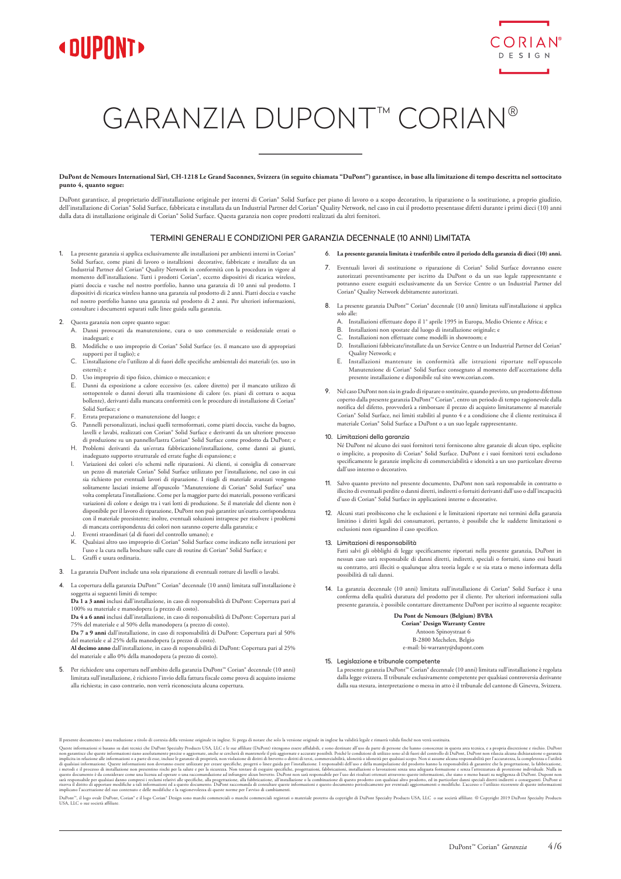# GARANZIA DUPONT™ CORIAN®

**DuPont de Nemours International Sàrl, CH-1218 Le Grand Saconnex, Svizzera (in seguito chiamata "DuPont") garantisce, in base alla limitazione di tempo descritta nel sottocitato punto 4, quanto segue:**

DuPont garantisce, al proprietario dell'installazione originale per interni di Corian® Solid Surface per piano di lavoro o a scopo decorativo, la riparazione o la sostituzione, a proprio giudizio, dell'installazione di Corian® Solid Surface, fabbricata e installata da un Industrial Partner del Corian® Quality Network, nel caso in cui il prodotto presentasse difetti durante i primi dieci (10) anni dalla data di installazione originale di Corian® Solid Surface. Questa garanzia non copre prodotti realizzati da altri fornitori.

## TERMINI GENERALI E CONDIZIONI PER GARANZIA DECENNALE (10 ANNI) LIMITATA

1. La presente garanzia si applica esclusivamente alle installazioni per ambienti interni in Corian® Solid Surface, come piani di lavoro o installzioni decorative, fabbricate e installate da un Industrial Partner del Corian® Quality Network in conformità con la procedura in vigore al momento dell'installazione. Tutti i prodotti Corian®, eccetto dispositivi di ricarica wireless, piatti doccia e vasche nel nostro portfolio, hanno una garanzia di 10 anni sul prodotto. I dispositivi di ricarica wireless hanno una garanzia sul prodotto di 2 anni. Piatti doccia e vasche nel nostro portfolio hanno una garanzia sul prodotto di 2 anni. Per ulteriori informazioni, consultare i documenti separati sulle linee guida sulla garanzia.

2. Questa garanzia non copre quanto segue:
   A. Danni provocati da manutenzione, cura o uso commerciale o residenziale errati o inadeguati; e
   B. Modifiche o uso improprio di Corian® Solid Surface (es. il mancato uso di appropriati supporti per il taglio); e
   C. L'installazione e/o l'utilizzo al di fuori delle specifiche ambientali dei materiali (es. uso in esterni); e
   D. Uso improprio di tipo fisico, chimico o meccanico; e
   E. Danni da esposizione a calore eccessivo (es. calore diretto) per il mancato utilizzo di sottopentole o danni dovuti alla trasmissione di calore (es. piani di cottura o acqua bollente), derivanti dalla mancata conformità con le procedure di installazione di Corian® Solid Surface; e
   F. Errata preparazione o manutenzione del luogo; e
   G. Pannelli personalizzati, inclusi quelli termoformati, come piatti doccia, vasche da bagno, lavelli e lavabi, realizzati con Corian® Solid Surface e derivanti da un ulteriore processo di produzione su un pannello/lastra Corian® Solid Surface come prodotto da DuPont; e
   H. Problemi derivanti da un'errata fabbricazione/installazione, come danni ai giunti, inadeguato supporto strutturale ed errate fughe di espansione; e
   I. Variazioni dei colori e/o schemi nelle riparazioni. Ai clienti, si consiglia di conservare un pezzo di materiale Corian® Solid Surface utilizzato per l'installazione, nel caso in cui sia richiesto per eventuali lavori di riparazione. I ritagli di materiale avanzati vengono solitamente lasciati insieme all'opuscolo "Manutenzione di Corian® Solid Surface" una volta completata l'installazione. Come per la maggior parte dei materiali, possono verificarsi variazioni di colore e design tra i vari lotti di produzione. Se il materiale del cliente non è disponibile per il lavoro di riparazione, DuPont non può garantire un'esatta corrispondenza con il materiale preesistente; inoltre, eventuali soluzioni intraprese per risolvere i problemi di mancata corrispondenza dei colori non saranno coperte dalla garanzia; e
   J. Eventi straordinari (al di fuori del controllo umano); e
   K. Qualsiasi altro uso improprio di Corian® Solid Surface come indicato nelle istruzioni per l'uso e la cura nella brochure sulle cure di routine di Corian® Solid Surface; e
   L. Graffi e usura ordinaria.

3. La garanzia DuPont include una sola riparazione di eventuali rotture di lavelli o lavabi.

4. La copertura della garanzia DuPont™ Corian® decennale (10 anni) limitata sull'installazione è soggetta ai seguenti limiti di tempo:
   **Da 1 a 3 anni** inclusi dall'installazione, in caso di responsabilità di DuPont: Copertura pari al 100% su materiale e manodopera (a prezzo di costo).
   **Da 4 a 6 anni** inclusi dall'installazione, in caso di responsabilità di DuPont: Copertura pari al 75% del materiale e al 50% della manodopera (a prezzo di costo).
   **Da 7 a 9 anni** dall'installazione, in caso di responsabilità di DuPont: Copertura pari al 50% del materiale e al 25% della manodopera (a prezzo di costo).
   **Al decimo anno** dall'installazione, in caso di responsabilità di DuPont: Copertura pari al 25% del materiale e allo 0% della manodopera (a prezzo di costo).

5. Per richiedere una copertura nell'ambito della garanzia DuPont™ Corian® decennale (10 anni) limitata sull'installazione, è richiesto l'invio della fattura fiscale come prova di acquisto insieme alla richiesta; in caso contrario, non verrà riconosciuta alcuna copertura.

6. **La presente garanzia limitata è trasferibile entro il periodo della garanzia di dieci (10) anni.**

7. Eventuali lavori di sostituzione o riparazione di Corian® Solid Surface dovranno essere autorizzati preventivamente per iscritto da DuPont o da un suo legale rappresentante e potranno essere eseguiti esclusivamente da un Service Centre o un Industrial Partner del Corian® Quality Network debitamente autorizzati.

8. La presente garanzia DuPont™ Corian® decennale (10 anni) limitata sull'installazione si applica solo alle:
   A. Installazioni effettuate dopo il 1° aprile 1995 in Europa, Medio Oriente e Africa; e
   B. Installazioni non spostate dal luogo di installazione originale; e
   C. Installazioni non effettuate come modelli in showroom; e
   D. Installazioni fabbricate/installate da un Service Centre o un Industrial Partner del Corian® Quality Network; e
   E. Installazioni mantenute in conformità alle istruzioni riportate nell'opuscolo Manutenzione di Corian® Solid Surface consegnato al momento dell'accettazione della presente installazione e disponibile sul sito www.corian.com.

9. Nel caso DuPont non sia in grado di riparare o sostituire, quando previsto, un prodotto difettoso coperto dalla presente garanzia DuPont™ Corian®, entro un periodo di tempo ragionevole dalla notifica del difetto, provvederà a rimborsare il prezzo di acquisto limitatamente al materiale Corian® Solid Surface, nei limiti stabiliti al punto 4 e a condizione che il cliente restituisca il materiale Corian® Solid Surface a DuPont o a un suo legale rappresentante.

10. Limitazioni della garanzia
    Né DuPont né alcuno dei suoi fornitori terzi forniscono altre garanzie di alcun tipo, esplicite o implicite, a proposito di Corian® Solid Surface. DuPont e i suoi fornitori terzi escludono specificamente le garanzie implicite di commerciabilità e idoneità a un uso particolare diverso dall'uso interno o decorativo.

11. Salvo quanto previsto nel presente documento, DuPont non sarà responsabile in contratto o illecito di eventuali perdite o danni diretti, indiretti o fortuiti derivanti dall'uso o dall'incapacità d'uso di Corian® Solid Surface in applicazioni interne o decorative.

12. Alcuni stati proibiscono che le esclusioni e le limitazioni riportate nei termini della garanzia limitino i diritti legali dei consumatori, pertanto, è possibile che le suddette limitazioni o esclusioni non riguardino il caso specifico.

13. Limitazioni di responsabilità
    Fatti salvi gli obblighi di legge specificamente riportati nella presente garanzia, DuPont in nessun caso sarà responsabile di danni diretti, indiretti, speciali o fortuiti, siano essi basati su contratto, atti illeciti o qualunque altra teoria legale e se sia stata o meno informata della possibilità di tali danni.

14. La garanzia decennale (10 anni) limitata sull'installazione di Corian® Solid Surface è una conferma della qualità duratura del prodotto per il cliente. Per ulteriori informazioni sulla presente garanzia, è possibile contattare direttamente DuPont per iscritto al seguente recapito:

    **Du Pont de Nemours (Belgium) BVBA**
    **Corian® Design Warranty Centre**
    Antoon Spinoystraat 6
    B-2800 Mechelen, Belgio
    e-mail: bi-warranty@dupont.com

15. Legislazione e tribunale competente
    La presente garanzia DuPont™ Corian® decennale (10 anni) limitata sull'installazione è regolata dalla legge svizzera. Il tribunale esclusivamente competente per qualsiasi controversia derivante dalla sua stesura, interpretazione o messa in atto è il tribunale del cantone di Ginevra, Svizzera.

Il presente documento è una traduzione a titolo di cortesia della versione originale in inglese. Si prega di notare che solo la versione originale in inglese ha validità legale e rimarrà valida finché non verrà sostituita.

Queste informazioni si basano su dati tecnici che DuPont Specialty Products USA, LLC e le sue affiliate (DuPont) ritengono essere affidabili, e sono destinate all'uso da parte di persone che hanno conoscenze in questa area tecnica, e a propria discrezione e rischio. DuPont non garantisce che queste informazioni siano assolutamente precise o aggiornate, anche se si cercherà di mantenerle il più aggiornate e accurate possibili. Poiché le condizioni di utilizzo sono al di fuori del controllo di DuPont, DuPont non rilascia alcuna dichiarazione o garanzia implicita in relazione alle informazioni o a parte di esse, incluse le garanzie di proprietà, non violazione di diritti di brevetto o diritti di terzi, commerciabilità, idoneità o idoneità per qualsiasi scopo. Non si assume alcuna responsabilità per l'accuratezza, la completezza o l'utilità di qualsiasi informazione. Queste informazioni non dovranno essere utilizzate per creare specifiche, progetti o linee guida per l'installazione. I responsabili dell'uso e della manipolazione del prodotto hanno la responsabilità di garantire che la progettazione, la fabbricazione, i metodi e il processo di installazione non presentino rischi per la salute e per la sicurezza. Non tentare di eseguire specifiche, progettazioni, fabbricazioni, installazioni o lavorazioni senza una adeguata formazione e senza l'attrezzatura di protezione individuale. Nulla in questo documento è da considerare come una licenza ad operare o una raccomandazione ad infrangere alcun brevetto. DuPont non sarà responsabile per l'uso dei risultati ottenuti attraverso queste informazioni, che siano o meno basati su negligenza di DuPont. Dupont non sarà responsabile per qualsiasi danno compresi i reclami relativi alle specifiche, alla progettazione, alla fabbricazione, all'installazione o la combinazione di questo prodotto con qualsiasi altro prodotto, ed in particolare danni speciali diretti indiretti o conseguenti. DuPont si riserva il diritto di apportare modifiche a tali informazioni ed a questo documento. DuPont raccomanda di consultare queste informazioni e questo documento periodicamente per eventuali aggiornamenti o modifiche. L'accesso o l'utilizzo ricorrente di queste informazioni implicano l'accettazione del suo contenuto e delle modifiche e la ragionevolezza di queste norme per l'avviso di cambiamenti.

DuPont™, il logo ovale DuPont, Corian® e il logo Corian® Design sono marchi commerciali o marchi commerciali registrati o materiale protetto da copyright di DuPont Specialty Products USA, LLC o sue società affiliate. © Copyright 2019 DuPont Specialty Products USA, LLC o sue società affiliate.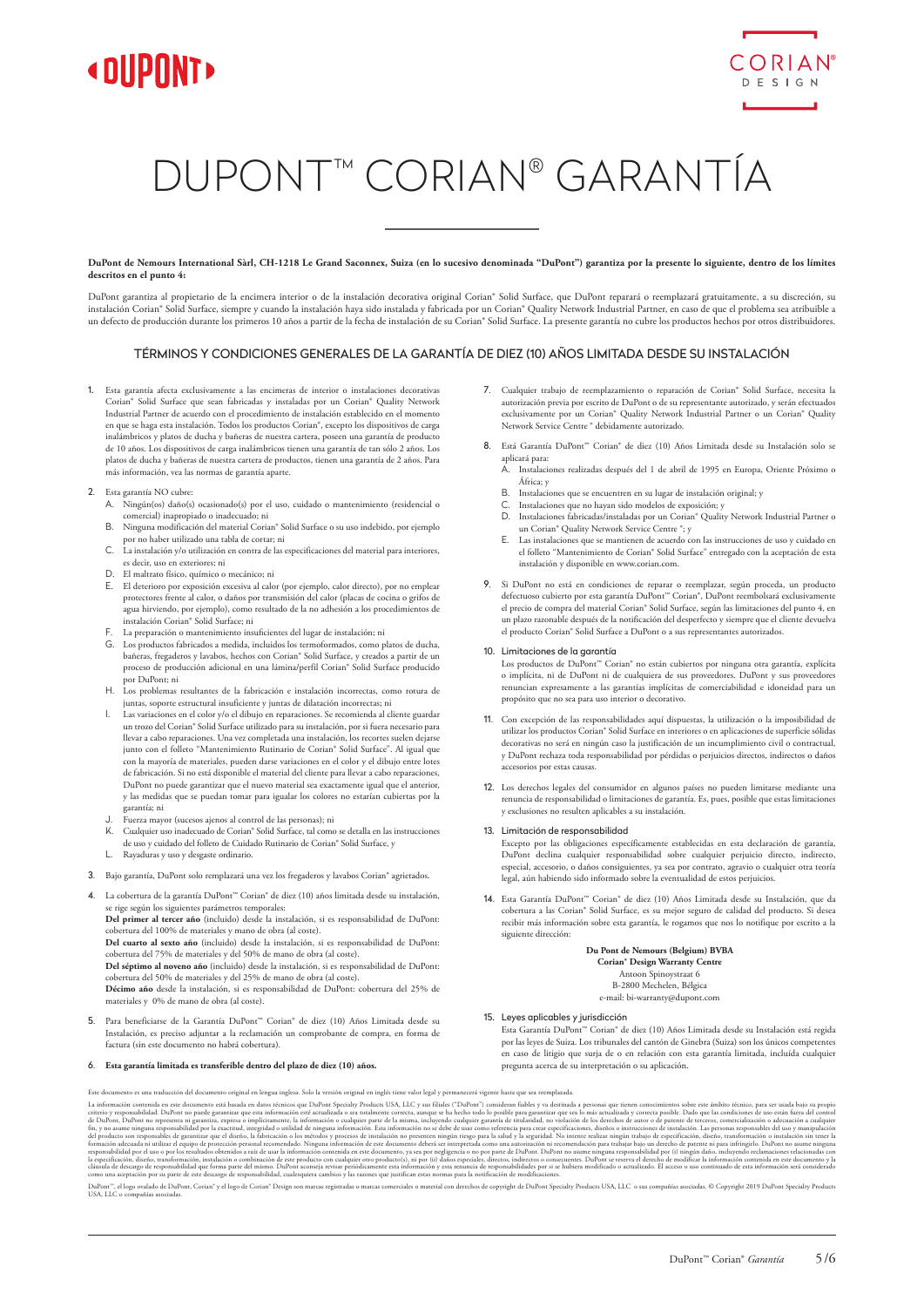# DUPONT™ CORIAN® GARANTÍA

**DuPont de Nemours International Sàrl, CH-1218 Le Grand Saconnex, Suiza (en lo sucesivo denominada "DuPont") garantiza por la presente lo siguiente, dentro de los límites descritos en el punto 4:**

DuPont garantiza al propietario de la encimera interior o de la instalación decorativa original Corian® Solid Surface, que DuPont reparará o reemplazará gratuitamente, a su discreción, su instalación Corian® Solid Surface, siempre y cuando la instalación haya sido instalada y fabricada por un Corian® Quality Network Industrial Partner, en caso de que el problema sea atribuible a un defecto de producción durante los primeros 10 años a partir de la fecha de instalación de su Corian® Solid Surface. La presente garantía no cubre los productos hechos por otros distribuidores.

## TÉRMINOS Y CONDICIONES GENERALES DE LA GARANTÍA DE DIEZ (10) AÑOS LIMITADA DESDE SU INSTALACIÓN

1. Esta garantía afecta exclusivamente a las encimeras de interior o instalaciones decorativas Corian® Solid Surface que sean fabricadas y instaladas por un Corian® Quality Network Industrial Partner de acuerdo con el procedimiento de instalación establecido en el momento en que se haga esta instalación. Todos los productos Corian®, excepto los dispositivos de carga inalámbricos y platos de ducha y bañeras de nuestra cartera, poseen una garantía de producto de 10 años. Los dispositivos de carga inalámbricos tienen una garantía de tan sólo 2 años. Los platos de ducha y bañeras de nuestra cartera de productos, tienen una garantía de 2 años. Para más información, vea las normas de garantía aparte.

2. Esta garantía NO cubre:
   - A. Ningún(os) daño(s) ocasionado(s) por el uso, cuidado o mantenimiento (residencial o comercial) inapropiado o inadecuado; ni
   - B. Ninguna modificación del material Corian® Solid Surface o su uso indebido, por ejemplo por no haber utilizado una tabla de cortar; ni
   - C. La instalación y/o utilización en contra de las especificaciones del material para interiores, es decir, uso en exteriores; ni
   - D. El maltrato físico, químico o mecánico; ni
   - E. El deterioro por exposición excesiva al calor (por ejemplo, calor directo), por no emplear protectores frente al calor, o daños por transmisión del calor (placas de cocina o grifos de agua hirviendo, por ejemplo), como resultado de la no adhesión a los procedimientos de instalación Corian® Solid Surface; ni
   - F. La preparación o mantenimiento insuficientes del lugar de instalación; ni
   - G. Los productos fabricados a medida, incluidos los termoformados, como platos de ducha, bañeras, fregaderos y lavabos, hechos con Corian® Solid Surface, y creados a partir de un proceso de producción adicional en una lámina/perfil Corian® Solid Surface producido por DuPont; ni
   - H. Los problemas resultantes de la fabricación e instalación incorrectas, como rotura de juntas, soporte estructural insuficiente y juntas de dilatación incorrectas; ni
   - I. Las variaciones en el color y/o el dibujo en reparaciones. Se recomienda al cliente guardar un trozo del Corian® Solid Surface utilizado para su instalación, por si fuera necesario para llevar a cabo reparaciones. Una vez completada una instalación, los recortes suelen dejarse junto con el folleto "Mantenimiento Rutinario de Corian® Solid Surface". Al igual que con la mayoría de materiales, pueden darse variaciones en el color y el dibujo entre lotes de fabricación. Si no está disponible el material del cliente para llevar a cabo reparaciones, DuPont no puede garantizar que el nuevo material sea exactamente igual que el anterior, y las medidas que se puedan tomar para igualar los colores no estarían cubiertas por la garantía; ni
   - J. Fuerza mayor (sucesos ajenos al control de las personas); ni
   - K. Cualquier uso inadecuado de Corian® Solid Surface, tal como se detalla en las instrucciones de uso y cuidado del folleto de Cuidado Rutinario de Corian® Solid Surface, y
   - L. Rayaduras y uso y desgaste ordinario.

3. Bajo garantía, DuPont solo remplazará una vez los fregaderos y lavabos Corian® agrietados.

4. La cobertura de la garantía DuPont™ Corian® de diez (10) años limitada desde su instalación, se rige según los siguientes parámetros temporales:
   **Del primer al tercer año** (incluido) desde la instalación, si es responsabilidad de DuPont: cobertura del 100% de materiales y mano de obra (al coste).
   **Del cuarto al sexto año** (incluido) desde la instalación, si es responsabilidad de DuPont: cobertura del 75% de materiales y del 50% de mano de obra (al coste).
   **Del séptimo al noveno año** (incluido) desde la instalación, si es responsabilidad de DuPont: cobertura del 50% de materiales y del 25% de mano de obra (al coste).
   **Décimo año** desde la instalación, si es responsabilidad de DuPont: cobertura del 25% de materiales y 0% de mano de obra (al coste).

5. Para beneficiarse de la Garantía DuPont™ Corian® de diez (10) Años Limitada desde su Instalación, es preciso adjuntar a la reclamación un comprobante de compra, en forma de factura (sin este documento no habrá cobertura).

6. **Esta garantía limitada es transferible dentro del plazo de diez (10) años.**

7. Cualquier trabajo de reemplazamiento o reparación de Corian® Solid Surface, necesita la autorización previa por escrito de DuPont o de su representante autorizado, y serán efectuados exclusivamente por un Corian® Quality Network Industrial Partner o un Corian® Quality Network Service Centre ® debidamente autorizado.

8. Está Garantía DuPont™ Corian® de diez (10) Años Limitada desde su Instalación solo se aplicará para:
   - A. Instalaciones realizadas después del 1 de abril de 1995 en Europa, Oriente Próximo o África; y
   - B. Instalaciones que se encuentren en su lugar de instalación original; y
   - C. Instalaciones que no hayan sido modelos de exposición; y
   - D. Instalaciones fabricadas/instaladas por un Corian® Quality Network Industrial Partner o un Corian® Quality Network Service Centre ®; y
   - E. Las instalaciones que se mantienen de acuerdo con las instrucciones de uso y cuidado en el folleto "Mantenimiento de Corian® Solid Surface" entregado con la aceptación de esta instalación y disponible en www.corian.com.

9. Si DuPont no está en condiciones de reparar o reemplazar, según proceda, un producto defectuoso cubierto por esta garantía DuPont™ Corian®, DuPont reembolsará exclusivamente el precio de compra del material Corian® Solid Surface, según las limitaciones del punto 4, en un plazo razonable después de la notificación del desperfecto y siempre que el cliente devuelva el producto Corian® Solid Surface a DuPont o a sus representantes autorizados.

10. Limitaciones de la garantía
    Los productos de DuPont™ Corian® no están cubiertos por ninguna otra garantía, explícita o implícita, ni de DuPont ni de cualquiera de sus proveedores. DuPont y sus proveedores renuncian expresamente a las garantías implícitas de comerciabilidad e idoneidad para un propósito que no sea para uso interior o decorativo.

11. Con excepción de las responsabilidades aquí dispuestas, la utilización o la imposibilidad de utilizar los productos Corian® Solid Surface en interiores o en aplicaciones de superficie sólidas decorativas no será en ningún caso la justificación de un incumplimiento civil o contractual, y DuPont rechaza toda responsabilidad por pérdidas o perjuicios directos, indirectos o daños accesorios por estas causas.

12. Los derechos legales del consumidor en algunos países no pueden limitarse mediante una renuncia de responsabilidad o limitaciones de garantía. Es, pues, posible que estas limitaciones y exclusiones no resulten aplicables a su instalación.

13. Limitación de responsabilidad
    Excepto por las obligaciones específicamente establecidas en esta declaración de garantía, DuPont declina cualquier responsabilidad sobre cualquier perjuicio directo, indirecto, especial, accesorio, o daños consiguientes, ya sea por contrato, agravio o cualquier otra teoría legal, aún habiendo sido informado sobre la eventualidad de estos perjuicios.

14. Esta Garantía DuPont™ Corian® de diez (10) Años Limitada desde su Instalación, que da cobertura a las Corian® Solid Surface, es su mejor seguro de calidad del producto. Si desea recibir más información sobre esta garantía, le rogamos que nos lo notifique por escrito a la siguiente dirección:

    **Du Pont de Nemours (Belgium) BVBA**
    **Corian® Design Warranty Centre**
    Antoon Spinoystraat 6
    B-2800 Mechelen, Bélgica
    e-mail: bi-warranty@dupont.com

15. Leyes aplicables y jurisdicción
    Esta Garantía DuPont™ Corian® de diez (10) Años Limitada desde su Instalación está regida por las leyes de Suiza. Los tribunales del cantón de Ginebra (Suiza) son los únicos competentes en caso de litigio que surja de o en relación con esta garantía limitada, incluida cualquier pregunta acerca de su interpretación o su aplicación.

Este documento es una traducción del documento original en lengua inglesa. Solo la versión original en inglés tiene valor legal y permanecerá vigente hasta que sea reemplazada.

La información contenida en este documento está basada en datos técnicos que DuPont Specialty Products USA, LLC y sus filiales ("DuPont") consideran fiables y va destinada a personas que tienen conocimientos sobre este ámbito técnico, para ser usada bajo su propio criterio y responsabilidad. DuPont no puede garantizar que esta información esté actualizada o sea totalmente correcta, aunque se ha hecho todo lo posible para garantizar que sea lo más actualizada y correcta posible. Dado que las condiciones de uso están fuera del control de DuPont, DuPont no representa ni garantiza, expresa o implícitamente, la información o cualquier parte de la misma, incluyendo cualquier garantía de titularidad, no violación de los derechos de autor o de patente de terceros, comercialización o adecuación a cualquier fin, y no asume ninguna responsabilidad por la exactitud, integridad o utilidad de ninguna información. Esta información no se debe de usar como referencia para crear especificaciones, diseños o instrucciones de instalación. Las personas responsables del uso y manipulación del producto son responsables de garantizar que el diseño, la fabricación o los métodos y procesos de instalación no presenten ningún riesgo para la salud y la seguridad. No intente realizar ningún trabajo de especificación, diseño, transformación o instalación sin tener la formación adecuada ni utilizar el equipo de protección personal recomendado. Ninguna información de este documento deberá ser interpretada como una autorización ni recomendación para trabajar bajo un derecho de patente ni para infringirlo. DuPont no asume ninguna responsabilidad por el uso o por los resultados obtenidos a raíz de usar la información contenida en este documento, ya sea por negligencia o no por parte de DuPont. DuPont no asume ninguna responsabilidad por (i) ningún daño, incluyendo reclamaciones relacionadas con la especificación, diseño, transformación, instalación o combinación de este producto con cualquier otro producto(s), ni por (ii) daños especiales, directos, indirectos o consecuentes. DuPont se reserva el derecho de modificar la información contenida en este documento y la cláusula de descargo de responsabilidad que forma parte del mismo. DuPont aconseja revisar periódicamente esta información y esta renuncia de responsabilidades por si se hubiera modificado o actualizado. El acceso o uso continuado de esta información será considerado como una aceptación por su parte de este descargo de responsabilidad, cualesquiera cambios y las razones que justifican estas normas para la notificación de modificaciones.

DuPont™, el logo ovalado de DuPont, Corian® y el logo de Corian® Design son marcas registradas o marcas comerciales o material con derechos de copyright de DuPont Specialty Products USA, LLC o sus compañías asociadas. © Copyright 2019 DuPont Specialty Products USA, LLC o compañías asociadas.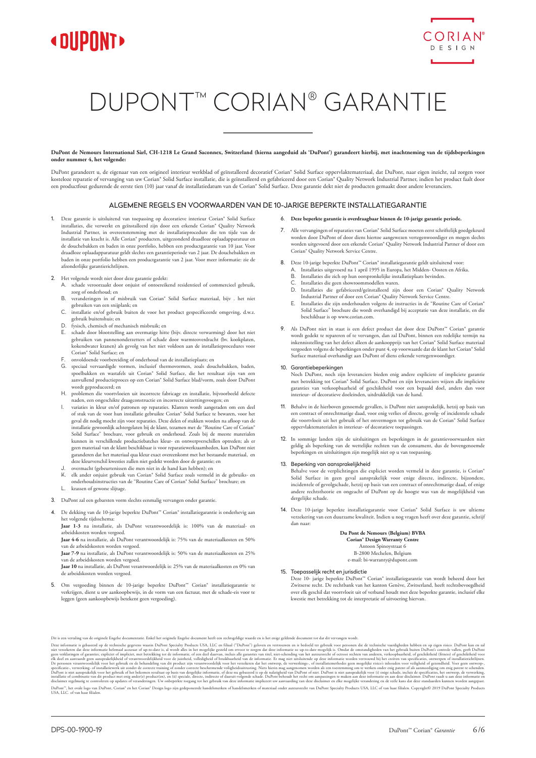# DUPONT™ CORIAN® GARANTIE

**DuPont de Nemours International Sàrl, CH-1218 Le Grand Saconnex, Switzerland (hierna aangeduid als 'DuPont') garandeert hierbij, met inachtneming van de tijdsbeperkingen onder nummer 4, het volgende:**

DuPont garandeert u, de eigenaar van een origineel interieur werkblad of geïnstalleerd decoratief Corian® Solid Surface oppervlaktemateriaal, dat DuPont, naar eigen inzicht, zal zorgen voor kosteloze reparatie of vervanging van uw Corian® Solid Surface installatie, die is geïnstalleerd en gefabriceerd door een Corian® Quality Network Industrial Partner, indien het product faalt door een productfout gedurende de eerste tien (10) jaar vanaf de installatiedatum van de Corian® Solid Surface. Deze garantie dekt niet de producten gemaakt door andere leveranciers.

## ALGEMENE REGELS EN VOORWAARDEN VAN DE 10-JARIGE BEPERKTE INSTALLATIEGARANTIE

1. Deze garantie is uitsluitend van toepassing op decoratieve interieur Corian® Solid Surface installaties, die verwerkt en geïnstalleerd zijn door een erkende Corian® Quality Network Industrial Partner, in overeenstemming met de installatieprocedure die ten tijde van de installatie van kracht is. Alle Corian® producten, uitgezonderd draadloze oplaadapparatuur en de douchebakken en baden in onze portfolio, hebben een productgarantie van 10 jaar. Voor draadloze oplaadapparatuur geldt slechts een garantieperiode van 2 jaar. De douchebakken en baden in onze portfolio hebben een productgarantie van 2 jaar. Voor meer informatie: zie de afzonderlijke garantierichtlijnen.

2. Het volgende wordt niet door deze garantie gedekt:
   - A. schade veroorzaakt door onjuist of ontoereikend residentieel of commercieel gebruik, zorg of onderhoud; en
   - B. veranderingen in of misbruik van Corian® Solid Surface materiaal, bijv . het niet gebruiken van een snijplank; en
   - C. installatie en/of gebruik buiten de voor het product gespecificeerde omgeving, d.w.z. gebruik buitenshuis; en
   - D. fysisch, chemisch of mechanisch misbruik; en
   - E. schade door blootstelling aan overmatige hitte (bijv. directe verwarming) door het niet gebruiken van pannenonderzetters of schade door warmteoverdracht (bv. kookplaten, kokendwater kranen) als gevolg van het niet voldoen aan de installatieprocedures voor Corian® Solid Surface; en
   - F. onvoldoende voorbereiding of onderhoud van de installatieplaats; en
   - G. speciaal vervaardigde vormen, inclusief thermovormen, zoals douchebakken, baden, spoelbakken en wastafels uit Corian® Solid Surface, die het resultaat zijn van een aanvullend productieproces op een Corian® Solid Surface blad/vorm, zoals door DuPont wordt geproduceerd; en
   - H. problemen die voortvloeien uit incorrecte fabricage en installatie, bijvoorbeeld defecte naden, een ongeschikte draagconstructie en incorrecte uitzettingsvoegen; en
   - I. variaties in kleur en/of patronen op reparaties. Klanten wordt aangeraden om een deel of stuk van de voor hun installatie gebruikte Corian® Solid Surface te bewaren, voor het geval dit nodig mocht zijn voor reparaties. Deze delen of stukken worden na afloop van de installatie gewoonlijk achtergelaten bij de klant, tezamen met de "Routine Care of Corian® Solid Surface" brochure, voor gebruik en onderhoud. Zoals bij de meeste materialen kunnen in verschillende productiebatches kleur- en ontwerpverschillen optreden; als er geen materiaal van de klant beschikbaar is voor reparatiewerkzaamheden, kan DuPont niet garanderen dat het materiaal qua kleur exact overeenkomt met het bestaande materiaal, en deze kleurverschil kwesties zullen niet gedekt worden door de garantie; en
   - J. overmacht (gebeurtenissen die men niet in de hand kan hebben); en
   - K. elk ander onjuist gebruik van Corian® Solid Surface zoals vermeld in de gebruiks- en onderhoudsinstructies van de "Routine Care of Corian® Solid Surface" brochure; en
   - L. krassen of gewone slijtage.

3. DuPont zal een gebarsten vorm slechts eenmalig vervangen onder garantie.

4. De dekking van de 10-jarige beperkte DuPont™ Corian® installatiegarantie is onderhevig aan het volgende tijdschema:

   **Jaar 1-3** na installatie, als DuPont verantwoordelijk is: 100% van de materiaal- en arbeidskosten worden vergoed.

   **Jaar 4-6** na installatie, als DuPont verantwoordelijk is: 75% van de materiaalkosten en 50% van de arbeidskosten worden vergoed.

   **Jaar 7-9** na installatie, als DuPont verantwoordelijk is: 50% van de materiaalkosten en 25% van de arbeidskosten worden vergoed.

   **Jaar 10** na installatie, als DuPont verantwoordelijk is: 25% van de materiaalkosten en 0% van de arbeidskosten worden vergoed.

5. Om vergoeding binnen de 10-jarige beperkte DuPont™ Corian® installatiegarantie te verkrijgen, dient u uw aankoopbewijs, in de vorm van een factuur, met de schade-eis voor te leggen (geen aankoopbewijs betekent geen vergoeding).

6. **Deze beperkte garantie is overdraagbaar binnen de 10-jarige garantie periode.**

7. Alle vervangingen of reparaties van Corian® Solid Surface moeten eerst schriftelijk goedgekeurd worden door DuPont of door diens hiertoe aangewezen vertegenwoordiger en mogen slechts worden uitgevoerd door een erkende Corian® Quality Network Industrial Partner of door een Corian® Quality Network Service Centre.

8. Deze 10-jarige beperkte DuPont™ Corian® installatiegarantie geldt uitsluitend voor:
   - A. Installaties uitgevoerd na 1 april 1995 in Europa, het Midden- Oosten en Afrika.
   - B. Installaties die zich op hun oorspronkelijke installatieplaats bevinden.
   - C. Installaties die geen showroommodellen waren.
   - D. Installaties die gefabriceerd/geïnstalleerd zijn door een Corian® Quality Network Industrial Partner of door een Corian® Quality Network Service Centre.
   - E. Installaties die zijn onderhouden volgens de instructies in de "Routine Care of Corian® Solid Surface" brochure die wordt overhandigd bij acceptatie van deze installatie, en die beschikbaar is op www.corian.com.

9. Als DuPont niet in staat is een defect product dat door deze DuPont™ Corian® garantie wordt gedekt te repareren of te vervangen, dan zal DuPont, binnen een redelijke termijn na inkennisstelling van het defect alleen de aankoopprijs van het Corian® Solid Surface materiaal vergoeden volgens de beperkingen onder punt 4, op voorwaarde dat de klant het Corian® Solid Surface materiaal overhandigt aan DuPont of diens erkende vertegenwoordiger.

10. Garantiebeperkingen
    Noch DuPont, noch zijn leveranciers bieden enig andere expliciete of impliciete garantie met betrekking tot Corian® Solid Surface. DuPont en zijn leveranciers wijzen alle impliciete garanties van verkoopbaarheid of geschiktheid voor een bepaald doel, anders dan voor interieur- of decoratieve doeleinden, uitdrukkelijk van de hand.

11. Behalve in de hierboven genoemde gevallen, is DuPont niet aansprakelijk, hetzij op basis van een contract of onrechtmatige daad, voor enig verlies of directe, gevolg- of incidentele schade die voortvloeit uit het gebruik of het onvermogen tot gebruik van de Corian® Solid Surface oppervlaktematerialen in interieur- of decoratieve toepassingen.

12. In sommige landen zijn de uitsluitingen en beperkingen in de garantievoorwaarden niet geldig als beperking van de wettelijke rechten van de consument, dus de bovengenoemde beperkingen en uitsluitingen zijn mogelijk niet op u van toepassing.

13. Beperking van aansprakelijkheid
    Behalve voor de verplichtingen die expliciet worden vermeld in deze garantie, is Corian® Solid Surface in geen geval aansprakelijk voor enige directe, indirecte, bijzondere, incidentele of gevolgschade, hetzij op basis van een contract of onrechtmatige daad, of enige andere rechtstheorie en ongeacht of DuPont op de hoogte was van de mogelijkheid van dergelijke schade.

14. Deze 10-jarige beperkte installatiegarantie voor Corian® Solid Surface is uw ultieme verzekering van een duurzame kwaliteit. Indien u nog vragen heeft over deze garantie, schrijf dan naar:

    **Du Pont de Nemours (Belgium) BVBA**
    **Corian® Design Warranty Centre**
    Antoon Spinoystraat 6
    B-2800 Mechelen, Belgium
    e-mail: bi-warranty@dupont.com

15. Toepasselijk recht en jurisdictie
    Deze 10- jarige beperkte DuPont™ Corian® installatiegarantie van wordt beheerd door het Zwitserse recht. De rechtbank van het kanton Genève, Zwitserland, heeft rechtsbevoegdheid over elk geschil dat voortvloeit uit of verband houdt met deze beperkte garantie, inclusief elke kwestie met betrekking tot de interpretatie of uitvoering hiervan.

Dit is een vertaling van de originele Engelse documentatie. Enkel het originele Engelse document heeft een rechtsgeldige waarde en is het enige geldende document tot dat dit vervangen wordt.

Deze informatie is gebaseerd op de technische gegevens waarin DuPont Specialty Products USA, LLC en filiaal ("DuPont") geloven en vertrouwen en is bedoeld ter gebruik voor personen die de technische vaardigheden hebben en op eigen risico. DuPont kan en zal niet verzekeren dat deze informatie helemaal accuraat of up-to-date is, al wordt alles in het mogelijke gesteld om ervoor te zorgen dat deze informatie zo up-to-date mogelijk is. Omdat de omstandigheden van het gebruik buiten DuPont's controle vallen, geeft DuPont geen verklaringen of garanties, expliciet of impliciet, met betrekking tot de informatie, of een deel daarvan, inclusief alle garanties van titel, niet-schending van het auteursrecht of octrooi rechten van anderen, verkoopbaarheid, of geschiktheid (fitness) of geschiktheid voor elk doel en aanvaardt geen aansprakelijkheid of verantwoordelijkheid voor de juistheid, volledigheid of bruikbaarheid van de informatie. Er mag niet uitsluitende op deze informatie worden vertrouwd bij het creëren van specificaties, ontwerpen of installatierichtlijnen. De personen verantwoordelijk voor het gebruik en de behandeling van dit product zijn verantwoordelijk voor het verzekeren dat het ontwerp, de verwerkings-, of installatiemethodes geen mogelijke risico's inhouden voor veiligheid of gezondheid. Voor geen ontwerp-, specificatie-, verwerking- of installatiewerk uit zonder de correcte training of zonder correcte beschermende veiligheidsuitrusting. Niets hierin mag aangenomen worden als een toestemming om te werken onder enig patent of als aanmoediging om enig patent te schenden. DuPont is niet aansprakelijk voor het gebruik of het bekomen resultaat op basis van dergelijke informatie, of deze nu gebaseerd is op de nalatigheid van DuPont of niet. DuPont is niet aansprakelijk voor (i) enige schade, inclusief de specificaties, het ontwerp, de verwerking, installatie of combinatie van dit product met enig ander(e) product(en), en (ii) speciale, directe, indirecte of daaruit-volgende schade. DuPont behoudt het recht om aanpassingen te maken aan deze informatie en aan deze disclaimer. DuPont raadt u aan deze informatie en disclaimer regelmatig te controleren op updates of veranderingen. Uw onbeperkte toegang tot het gebruik van deze informatie impliceert uw aanvaarding van deze disclaimer en elke mogelijke verandering en de reële kans dat deze standaarden kunnen worden aangepast.

DuPont™, het ovale logo van DuPont, Corian® en het Corian® Design logo zijn gedeponeerde handelsmerken of handelsmerken of materiaal onder auteursrecht van DuPont Specialty Products USA, LLC of van haar filialen. Copyright© 2019 DuPont Specialty Products USA, LLC. of van haar filialen.

DPS-00-1900-19